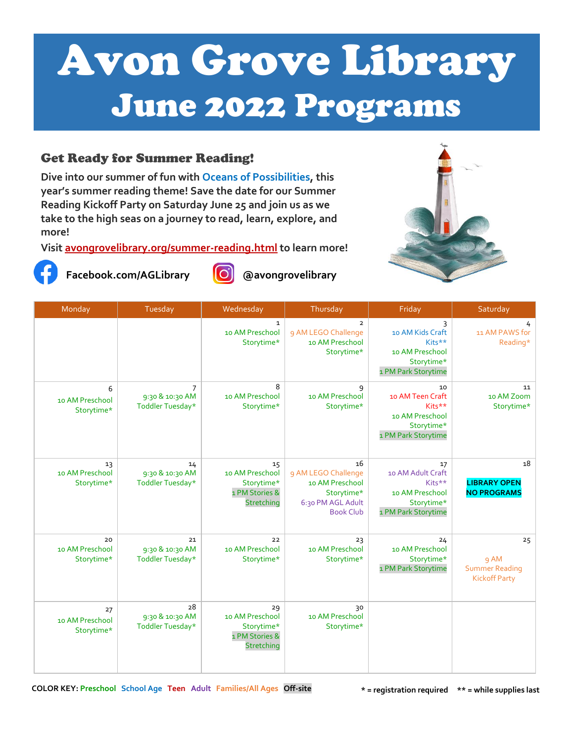# Avon Grove Library

## June 2022 Programs

### Get Ready for Summer Reading!

**Dive into our summer of fun with Oceans of Possibilities, this year's summer reading theme! Save the date for our Summer Reading Kickoff Party on Saturday June 25 and join us as we take to the high seas on a journey to read, learn, explore, and more!**

**Visit avongrovelibrary.org/summer-reading.html to learn more!**

**Facebook.com/AGLibrary** **@avongrovelibrary**

| Monday | Tuesday | Wednesday | Thursday | Friday | Saturday |
|---|---|---|---|---|---|
| | | 1<br>10 AM Preschool Storytime* | 2<br>9 AM LEGO Challenge<br>10 AM Preschool Storytime* | 3<br>10 AM Kids Craft Kits**<br>10 AM Preschool Storytime*<br>1 PM Park Storytime | 4<br>11 AM PAWS for Reading* |
| 6<br>10 AM Preschool Storytime* | 7<br>9:30 & 10:30 AM Toddler Tuesday* | 8<br>10 AM Preschool Storytime* | 9<br>10 AM Preschool Storytime* | 10<br>10 AM Teen Craft Kits**<br>10 AM Preschool Storytime*<br>1 PM Park Storytime | 11<br>10 AM Zoom Storytime* |
| 13<br>10 AM Preschool Storytime* | 14<br>9:30 & 10:30 AM Toddler Tuesday* | 15<br>10 AM Preschool Storytime*<br>1 PM Stories & Stretching | 16<br>9 AM LEGO Challenge<br>10 AM Preschool Storytime*<br>6:30 PM AGL Adult Book Club | 17<br>10 AM Adult Craft Kits**<br>10 AM Preschool Storytime*<br>1 PM Park Storytime | 18<br>**LIBRARY OPEN NO PROGRAMS** |
| 20<br>10 AM Preschool Storytime* | 21<br>9:30 & 10:30 AM Toddler Tuesday* | 22<br>10 AM Preschool Storytime* | 23<br>10 AM Preschool Storytime* | 24<br>10 AM Preschool Storytime*<br>1 PM Park Storytime | 25<br>9 AM Summer Reading Kickoff Party |
| 27<br>10 AM Preschool Storytime* | 28<br>9:30 & 10:30 AM Toddler Tuesday* | 29<br>10 AM Preschool Storytime*<br>1 PM Stories & Stretching | 30<br>10 AM Preschool Storytime* | | |

**COLOR KEY:** Preschool School Age Teen Adult Families/All Ages Off-site

**\* = registration required** **\*\* = while supplies last**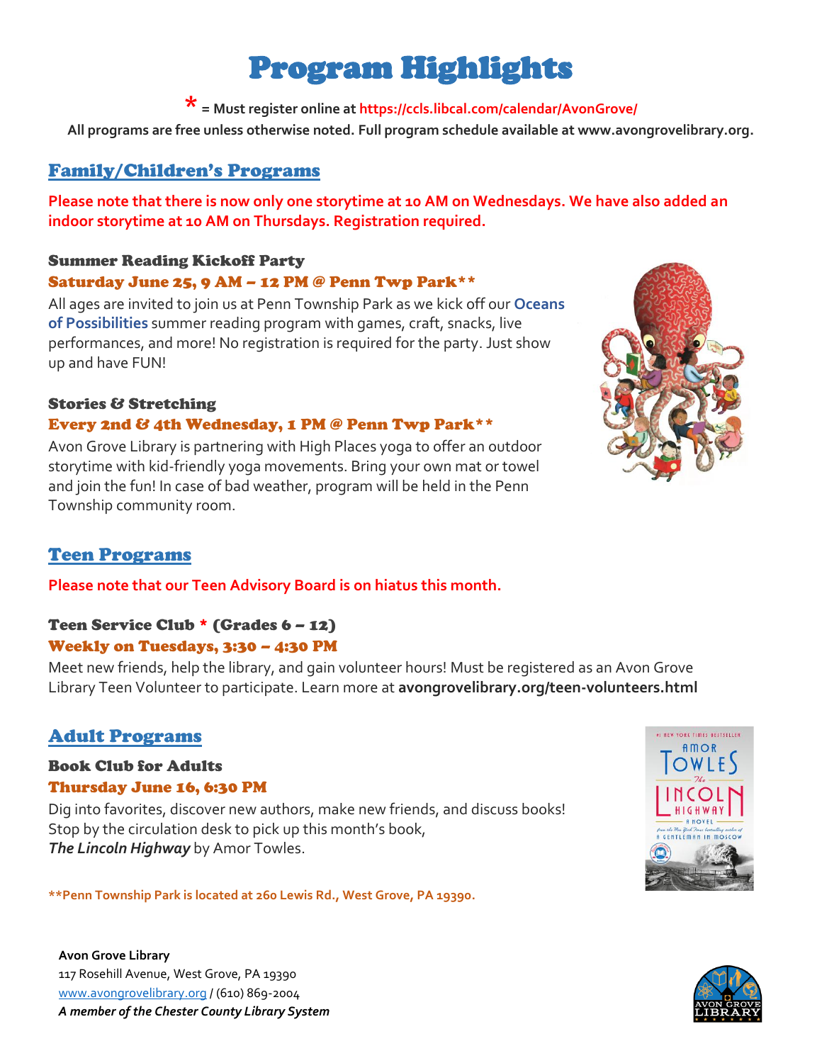# Program Highlights

\* = Must register online at https://ccls.libcal.com/calendar/AvonGrove/

All programs are free unless otherwise noted. Full program schedule available at www.avongrovelibrary.org.

## Family/Children's Programs

**Please note that there is now only one storytime at 10 AM on Wednesdays. We have also added an indoor storytime at 10 AM on Thursdays. Registration required.**

### Summer Reading Kickoff Party

**Saturday June 25, 9 AM – 12 PM @ Penn Twp Park\*\***

All ages are invited to join us at Penn Township Park as we kick off our **Oceans of Possibilities** summer reading program with games, craft, snacks, live performances, and more! No registration is required for the party. Just show up and have FUN!

### Stories & Stretching

**Every 2nd & 4th Wednesday, 1 PM @ Penn Twp Park\*\***

Avon Grove Library is partnering with High Places yoga to offer an outdoor storytime with kid-friendly yoga movements. Bring your own mat or towel and join the fun! In case of bad weather, program will be held in the Penn Township community room.

## Teen Programs

**Please note that our Teen Advisory Board is on hiatus this month.**

### Teen Service Club * (Grades 6 – 12)

**Weekly on Tuesdays, 3:30 – 4:30 PM**

Meet new friends, help the library, and gain volunteer hours! Must be registered as an Avon Grove Library Teen Volunteer to participate. Learn more at **avongrovelibrary.org/teen-volunteers.html**

## Adult Programs

### Book Club for Adults

**Thursday June 16, 6:30 PM**

Dig into favorites, discover new authors, make new friends, and discuss books! Stop by the circulation desk to pick up this month's book, ***The Lincoln Highway*** by Amor Towles.

**\*\*Penn Township Park is located at 260 Lewis Rd., West Grove, PA 19390.**

**Avon Grove Library**
117 Rosehill Avenue, West Grove, PA 19390
www.avongrovelibrary.org / (610) 869-2004
***A member of the Chester County Library System***